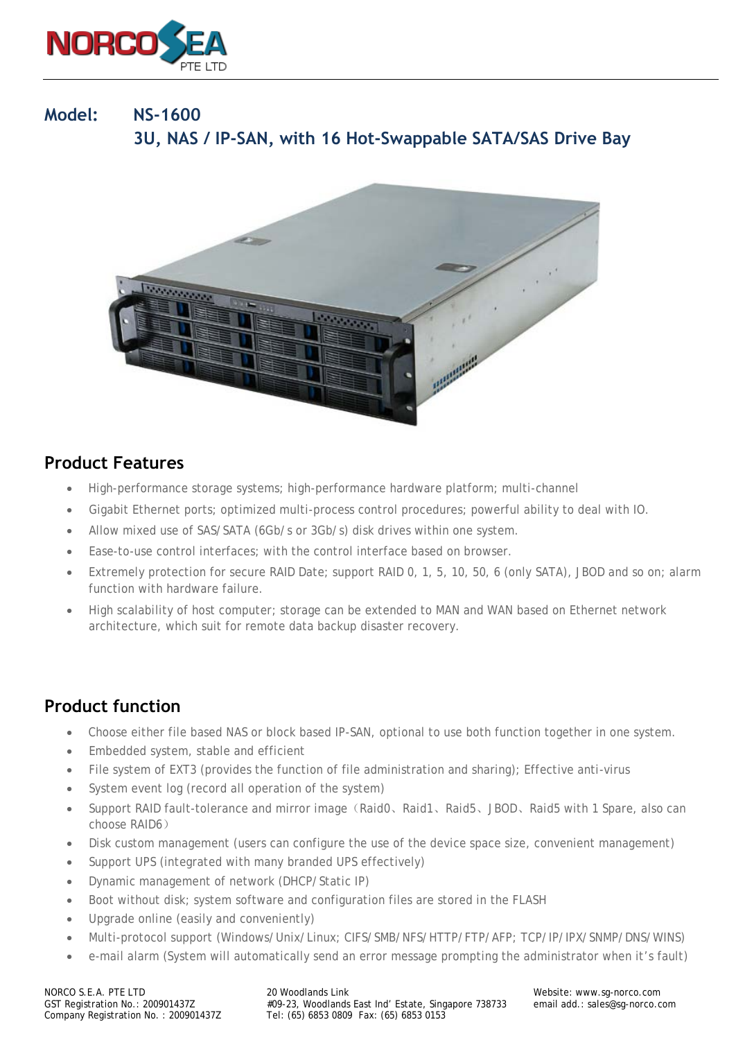**Model: NS-1600**

## 3U, NAS / IP-SAN, with 16 Hot-Swappable SATA/SAS Drive Bay

## Product Features

- High-performance storage systems; high-performance hardware platform; multi-channel
- Gigabit Ethernet ports; optimized multi-process control procedures; powerful ability to deal with IO.
- Allow mixed use of SAS/SATA (6Gb/s or 3Gb/s) disk drives within one system.
- Ease-to-use control interfaces; with the control interface based on browser.
- Extremely protection for secure RAID Date; support RAID 0, 1, 5, 10, 50, 6 (only SATA), JBOD and so on; alarm function with hardware failure.
- High scalability of host computer; storage can be extended to MAN and WAN based on Ethernet network architecture, which suit for remote data backup disaster recovery.

## Product function

- Choose either file based NAS or block based IP-SAN, optional to use both function together in one system.
- Embedded system, stable and efficient
- File system of EXT3 (provides the function of file administration and sharing); Effective anti-virus
- System event log (record all operation of the system)
- Support RAID fault-tolerance and mirror image（Raid0、Raid1、Raid5、JBOD、Raid5 with 1 Spare, also can choose RAID6）
- Disk custom management (users can configure the use of the device space size, convenient management)
- Support UPS (integrated with many branded UPS effectively)
- Dynamic management of network (DHCP/Static IP)
- Boot without disk; system software and configuration files are stored in the FLASH
- Upgrade online (easily and conveniently)
- Multi-protocol support (Windows/Unix/Linux; CIFS/SMB/NFS/HTTP/FTP/AFP; TCP/IP/IPX/SNMP/DNS/WINS)
- e-mail alarm (System will automatically send an error message prompting the administrator when it's fault)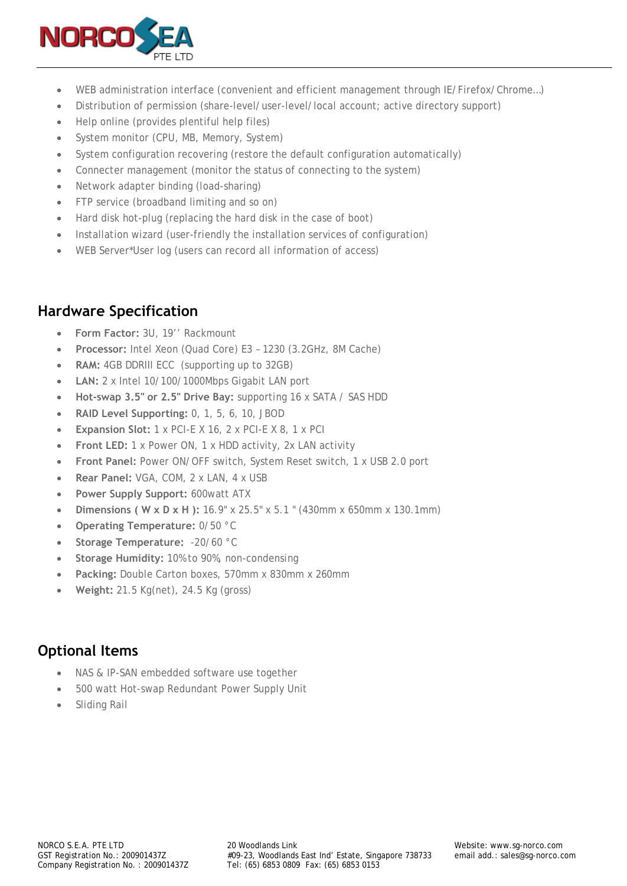- WEB administration interface (convenient and efficient management through IE/Firefox/Chrome…)
- Distribution of permission (share-level/user-level/local account; active directory support)
- Help online (provides plentiful help files)
- System monitor (CPU, MB, Memory, System)
- System configuration recovering (restore the default configuration automatically)
- Connecter management (monitor the status of connecting to the system)
- Network adapter binding (load-sharing)
- FTP service (broadband limiting and so on)
- Hard disk hot-plug (replacing the hard disk in the case of boot)
- Installation wizard (user-friendly the installation services of configuration)
- WEB Server*User log (users can record all information of access)

## Hardware Specification

- **Form Factor:** 3U, 19'' Rackmount
- **Processor:** Intel Xeon (Quad Core) E3 – 1230 (3.2GHz, 8M Cache)
- **RAM:** 4GB DDRIII ECC (supporting up to 32GB)
- **LAN:** 2 x Intel 10/100/1000Mbps Gigabit LAN port
- **Hot-swap 3.5" or 2.5" Drive Bay:** supporting 16 x SATA / SAS HDD
- **RAID Level Supporting:** 0, 1, 5, 6, 10, JBOD
- **Expansion Slot:** 1 x PCI-E X 16, 2 x PCI-E X 8, 1 x PCI
- **Front LED:** 1 x Power ON, 1 x HDD activity, 2x LAN activity
- **Front Panel:** Power ON/OFF switch, System Reset switch, 1 x USB 2.0 port
- **Rear Panel:** VGA, COM, 2 x LAN, 4 x USB
- **Power Supply Support:** 600watt ATX
- **Dimensions ( W x D x H ):** 16.9" x 25.5" x 5.1 " (430mm x 650mm x 130.1mm)
- **Operating Temperature:** 0/50 °C
- **Storage Temperature:** -20/60 °C
- **Storage Humidity:** 10% to 90%, non-condensing
- **Packing:** Double Carton boxes, 570mm x 830mm x 260mm
- **Weight:** 21.5 Kg(net), 24.5 Kg (gross)

## Optional Items

- NAS & IP-SAN embedded software use together
- 500 watt Hot-swap Redundant Power Supply Unit
- Sliding Rail